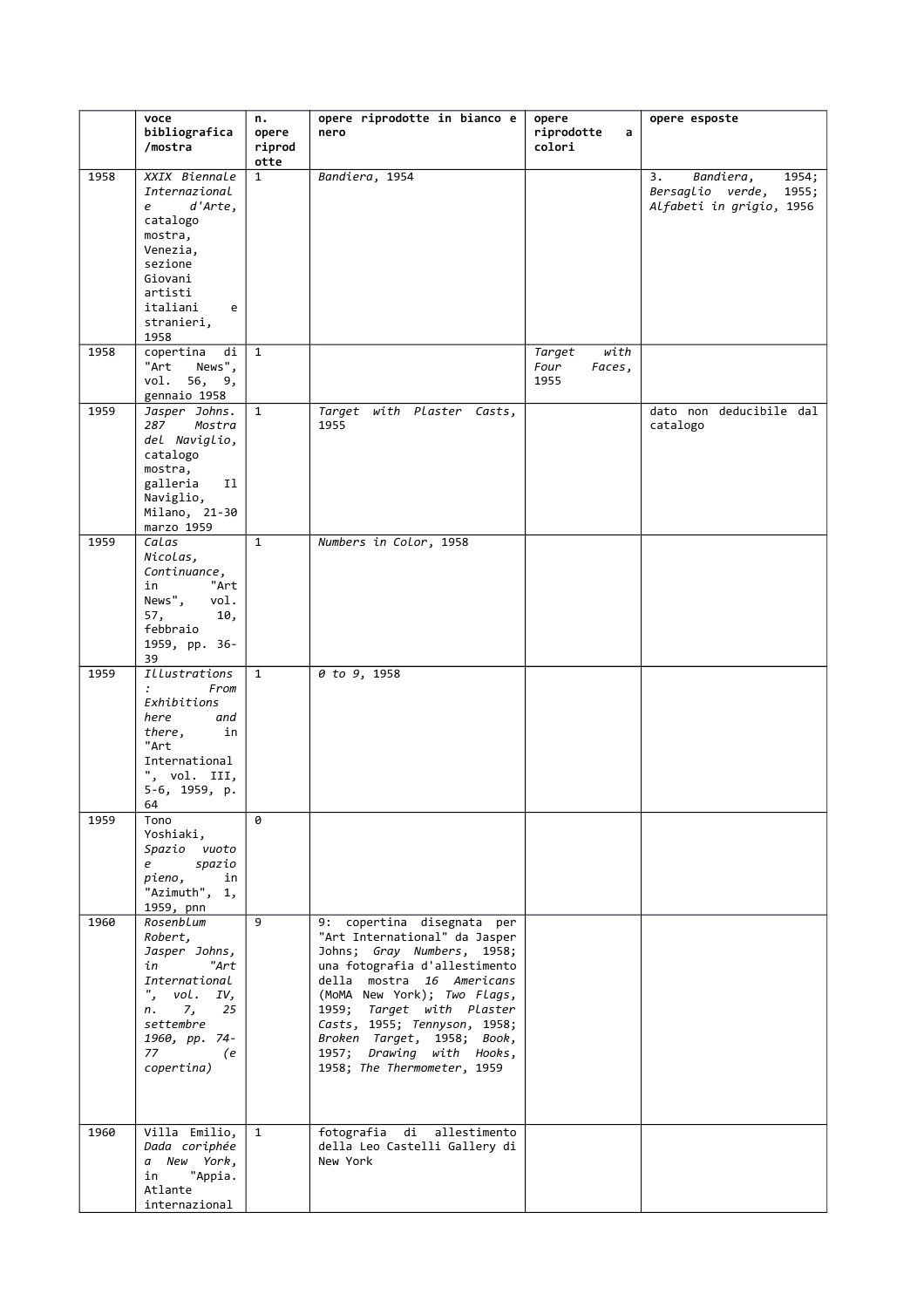| | voce bibliografica /mostra | n. opere riprodotte | opere riprodotte in bianco e nero | opere riprodotte a colori | opere esposte |
|---|---|---|---|---|---|
| 1958 | *XXIX Biennale Internazionale d'Arte*, catalogo mostra, Venezia, sezione Giovani artisti italiani e stranieri, 1958 | 1 | *Bandiera*, 1954 | | 3. *Bandiera*, 1954; *Bersaglio verde*, 1955; *Alfabeti in grigio*, 1956 |
| 1958 | copertina di "Art News", vol. 56, 9, gennaio 1958 | 1 | | *Target with Four Faces*, 1955 | |
| 1959 | *Jasper Johns. 287 Mostra del Naviglio*, catalogo mostra, galleria Il Naviglio, Milano, 21-30 marzo 1959 | 1 | *Target with Plaster Casts*, 1955 | | dato non deducibile dal catalogo |
| 1959 | *Calas Nicolas, Continuance*, in "Art News", vol. 57, 10, febbraio 1959, pp. 36-39 | 1 | *Numbers in Color*, 1958 | | |
| 1959 | *Illustrations : From Exhibitions here and there*, in "Art International", vol. III, 5-6, 1959, p. 64 | 1 | *0 to 9*, 1958 | | |
| 1959 | Tono Yoshiaki, *Spazio vuoto e spazio pieno*, in "Azimuth", 1, 1959, pnn | 0 | | | |
| 1960 | *Rosenblum Robert, Jasper Johns*, in "Art International", vol. IV, n. 7, 25 settembre 1960, pp. 74-77 (e copertina) | 9 | 9: copertina disegnata per "Art International" da Jasper Johns; *Gray Numbers*, 1958; una fotografia d'allestimento della mostra *16 Americans* (MoMA New York); *Two Flags*, 1959; *Target with Plaster Casts*, 1955; *Tennyson*, 1958; *Broken Target*, 1958; *Book*, 1957; *Drawing with Hooks*, 1958; *The Thermometer*, 1959 | | |
| 1960 | Villa Emilio, *Dada coriphée a New York*, in "Appia. Atlante internazional | 1 | fotografia di allestimento della Leo Castelli Gallery di New York | | |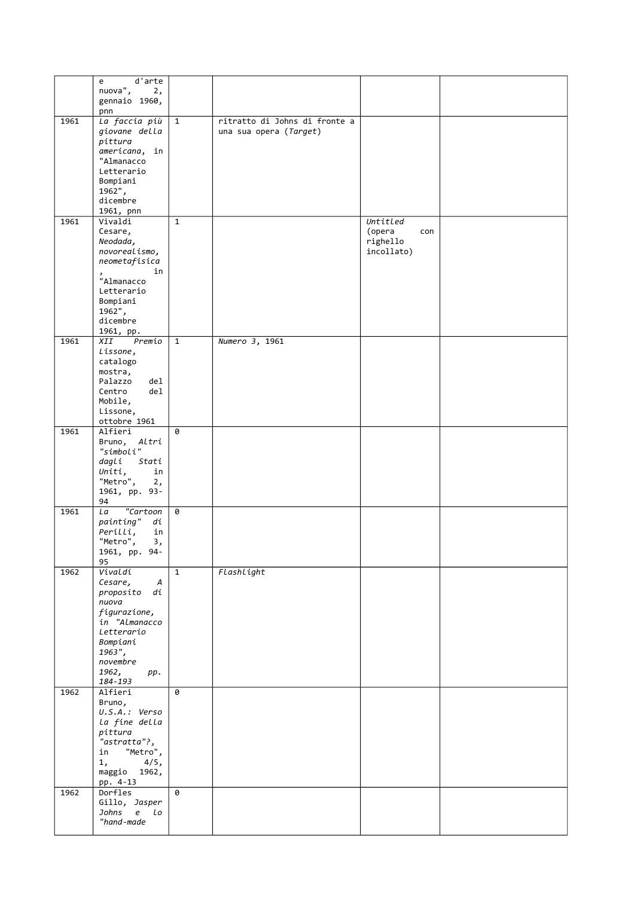| | | | | | |
|---|---|---|---|---|---|
| | e d'arte nuova", 2, gennaio 1960, pnn | | | | |
| 1961 | *La faccia più giovane della pittura americana*, in "Almanacco Letterario Bompiani 1962", dicembre 1961, pnn | 1 | ritratto di Johns di fronte a una sua opera (*Target*) | | |
| 1961 | Vivaldi Cesare, *Neodada, novorealismo, neometafisica*, in "Almanacco Letterario Bompiani 1962", dicembre 1961, pp. | 1 | | *Untitled* (opera con righello incollato) | |
| 1961 | *XII Premio Lissone*, catalogo mostra, Palazzo del Centro del Mobile, Lissone, ottobre 1961 | 1 | *Numero 3*, 1961 | | |
| 1961 | Alfieri Bruno, *Altri "simboli" dagli Stati Uniti*, in "Metro", 2, 1961, pp. 93-94 | 0 | | | |
| 1961 | *La "Cartoon painting" di Perilli*, in "Metro", 3, 1961, pp. 94-95 | 0 | | | |
| 1962 | *Vivaldi Cesare, A proposito di nuova figurazione, in "Almanacco Letterario Bompiani 1963", novembre 1962, pp. 184-193* | 1 | *Flashlight* | | |
| 1962 | Alfieri Bruno, *U.S.A.: Verso la fine della pittura "astratta"?*, in "Metro", 1, 4/5, maggio 1962, pp. 4-13 | 0 | | | |
| 1962 | Dorfles Gillo, *Jasper Johns e lo "hand-made* | 0 | | | |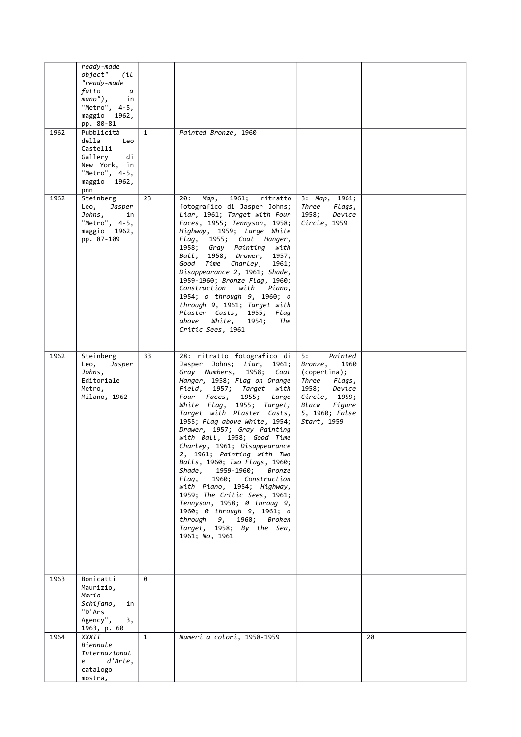|  |  |  |  |  |  |
|---|---|---|---|---|---|
|  | *ready-made object" (il "ready-made fatto a mano")*, in "Metro", 4-5, maggio 1962, pp. 80-81 |  |  |  |  |
| 1962 | Pubblicità della Leo Castelli Gallery di New York, in "Metro", 4-5, maggio 1962, pnn | 1 | *Painted Bronze*, 1960 |  |  |
| 1962 | Steinberg Leo, *Jasper Johns*, in "Metro", 4-5, maggio 1962, pp. 87-109 | 23 | 20: *Map*, 1961; ritratto fotografico di Jasper Johns; *Liar*, 1961; *Target with Four Faces*, 1955; *Tennyson*, 1958; *Highway*, 1959; *Large White Flag*, 1955; *Coat Hanger*, 1958; *Gray Painting with Ball*, 1958; *Drawer*, 1957; *Good Time Charley*, 1961; *Disappearance 2*, 1961; *Shade*, 1959-1960; *Bronze Flag*, 1960; *Construction with Piano*, 1954; *o through 9*, 1960; *o through 9*, 1961; *Target with Plaster Casts*, 1955; *Flag above White*, 1954; *The Critic Sees*, 1961 | 3: *Map*, 1961; *Three Flags*, 1958; *Device Circle*, 1959 |  |
| 1962 | Steinberg Leo, *Jasper Johns*, Editoriale Metro, Milano, 1962 | 33 | 28: ritratto fotografico di Jasper Johns; *Liar*, 1961; *Gray Numbers*, 1958; *Coat Hanger*, 1958; *Flag on Orange Field*, 1957; *Target with Four Faces*, 1955; *Large White Flag*, 1955; *Target*; *Target with Plaster Casts*, 1955; *Flag above White*, 1954; *Drawer*, 1957; *Gray Painting with Ball*, 1958; *Good Time Charley*, 1961; *Disappearance 2*, 1961; *Painting with Two Balls*, 1960; *Two Flags*, 1960; *Shade*, 1959-1960; *Bronze Flag*, 1960; *Construction with Piano*, 1954; *Highway*, 1959; *The Critic Sees*, 1961; *Tennyson*, 1958; *0 throug 9*, 1960; *0 through 9*, 1961; *o through 9*, 1960; *Broken Target*, 1958; *By the Sea*, 1961; *No*, 1961 | 5: *Painted Bronze*, 1960 (copertina); *Three Flags*, 1958; *Device Circle*, 1959; *Black Figure 5*, 1960; *False Start*, 1959 |  |
| 1963 | Bonicatti Maurizio, *Mario Schifano*, in "D'Ars Agency", 3, 1963, p. 60 | 0 |  |  |  |
| 1964 | *XXXII Biennale Internazionale d'Arte*, catalogo mostra, | 1 | *Numeri a colori*, 1958-1959 |  | 20 |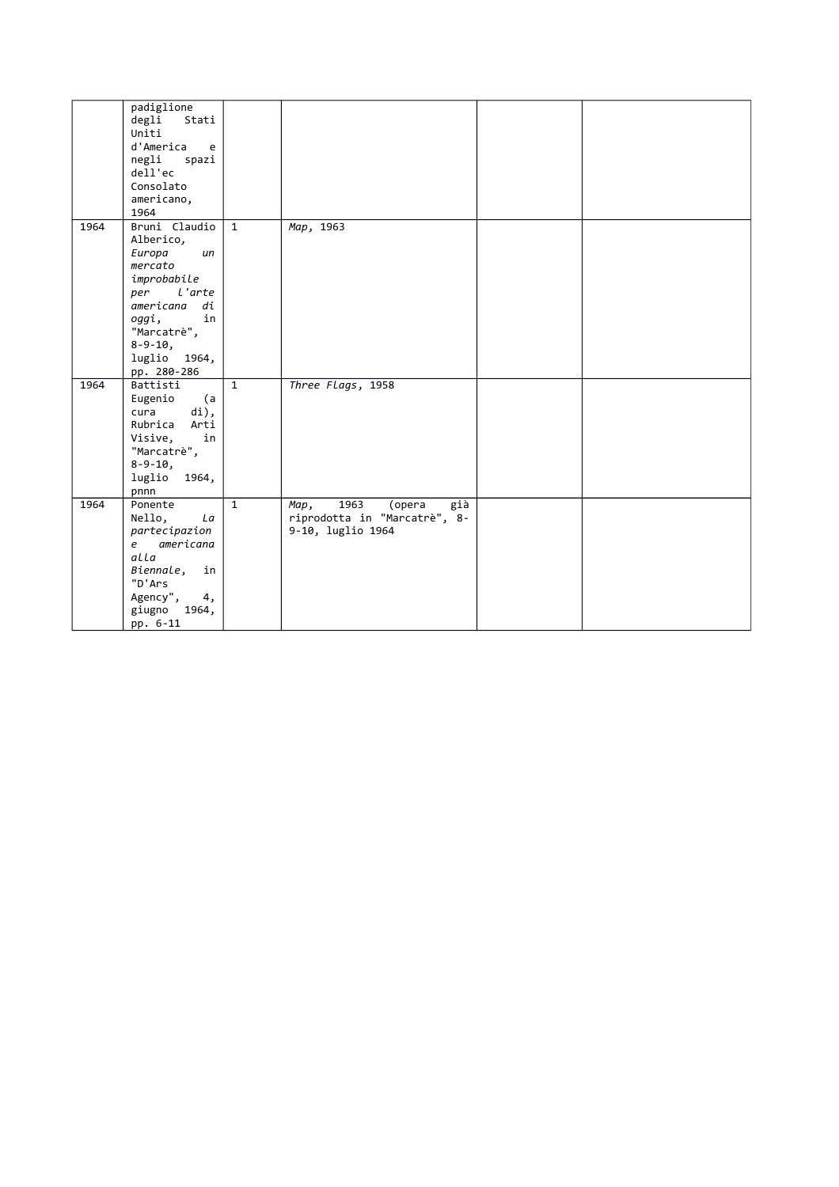| | | | | | |
|---|---|---|---|---|---|
| | padiglione degli Stati Uniti d'America e negli spazi dell'ec Consolato americano, 1964 | | | | |
| 1964 | Bruni Claudio Alberico, *Europa un mercato improbabile per l'arte americana di oggi*, in "Marcatrè", 8-9-10, luglio 1964, pp. 280-286 | 1 | *Map*, 1963 | | |
| 1964 | Battisti Eugenio (a cura di), Rubrica Arti Visive, in "Marcatrè", 8-9-10, luglio 1964, pnnn | 1 | *Three Flags*, 1958 | | |
| 1964 | Ponente Nello, *La partecipazione americana alla Biennale*, in "D'Ars Agency", 4, giugno 1964, pp. 6-11 | 1 | *Map*, 1963 (opera già riprodotta in "Marcatrè", 8-9-10, luglio 1964 | | |